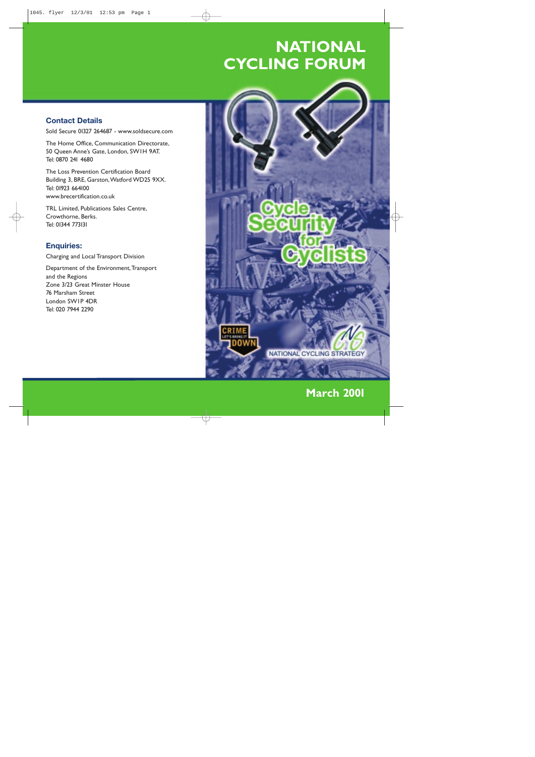# NATIONAL CYCLING FORUM

### Contact Details

Sold Secure 01327 264687 - www.soldsecure.com

The Home Office, Communication Directorate, 50 Queen Anne's Gate, London, SW1H 9AT. Tel: 0870 241 4680

The Loss Prevention Certification Board Building 3, BRE, Garston, Watford WD25 9XX. Tel: 01923 664100 www.brecertification.co.uk

TRL Limited, Publications Sales Centre, Crowthorne, Berks. Tel: 01344 773131

### Enquiries:

Charging and Local Transport Division

Department of the Environment, Transport and the Regions
Zone 3/23 Great Minster House
76 Marsham Street
London SW1P 4DR
Tel: 020 7944 2290

## Cycle Security for Cyclists

CRIME LET'S BRING IT DOWN

NATIONAL CYCLING STRATEGY

**March 2001**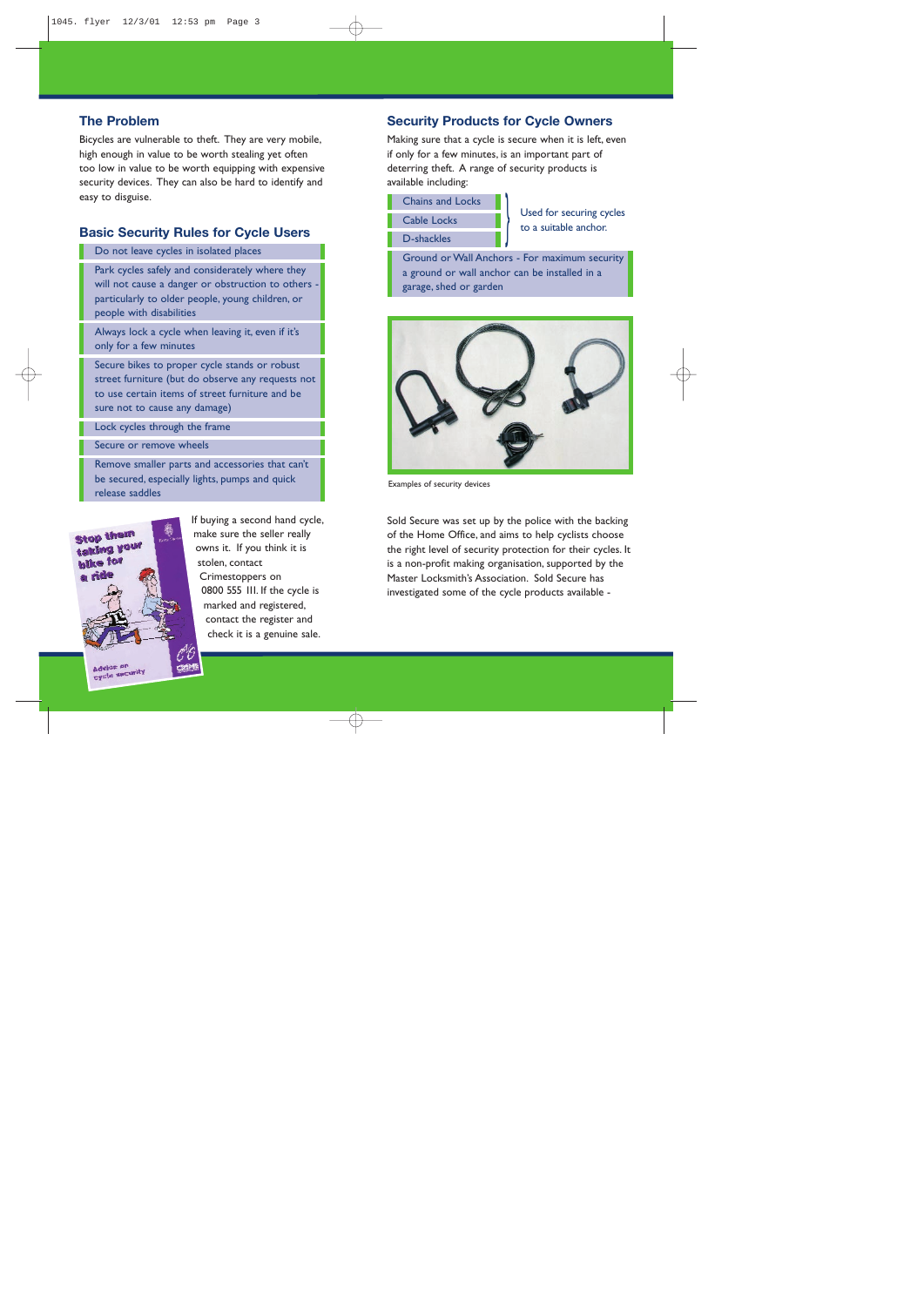## The Problem

Bicycles are vulnerable to theft. They are very mobile, high enough in value to be worth stealing yet often too low in value to be worth equipping with expensive security devices. They can also be hard to identify and easy to disguise.

## Basic Security Rules for Cycle Users

- Do not leave cycles in isolated places
- Park cycles safely and considerately where they will not cause a danger or obstruction to others - particularly to older people, young children, or people with disabilities
- Always lock a cycle when leaving it, even if it's only for a few minutes
- Secure bikes to proper cycle stands or robust street furniture (but do observe any requests not to use certain items of street furniture and be sure not to cause any damage)
- Lock cycles through the frame
- Secure or remove wheels
- Remove smaller parts and accessories that can't be secured, especially lights, pumps and quick release saddles

If buying a second hand cycle, make sure the seller really owns it. If you think it is stolen, contact Crimestoppers on 0800 555 111. If the cycle is marked and registered, contact the register and check it is a genuine sale.

## Security Products for Cycle Owners

Making sure that a cycle is secure when it is left, even if only for a few minutes, is an important part of deterring theft. A range of security products is available including:

- Chains and Locks
- Cable Locks
- D-shackles

Used for securing cycles to a suitable anchor.

- Ground or Wall Anchors - For maximum security a ground or wall anchor can be installed in a garage, shed or garden

Examples of security devices

Sold Secure was set up by the police with the backing of the Home Office, and aims to help cyclists choose the right level of security protection for their cycles. It is a non-profit making organisation, supported by the Master Locksmith's Association. Sold Secure has investigated some of the cycle products available -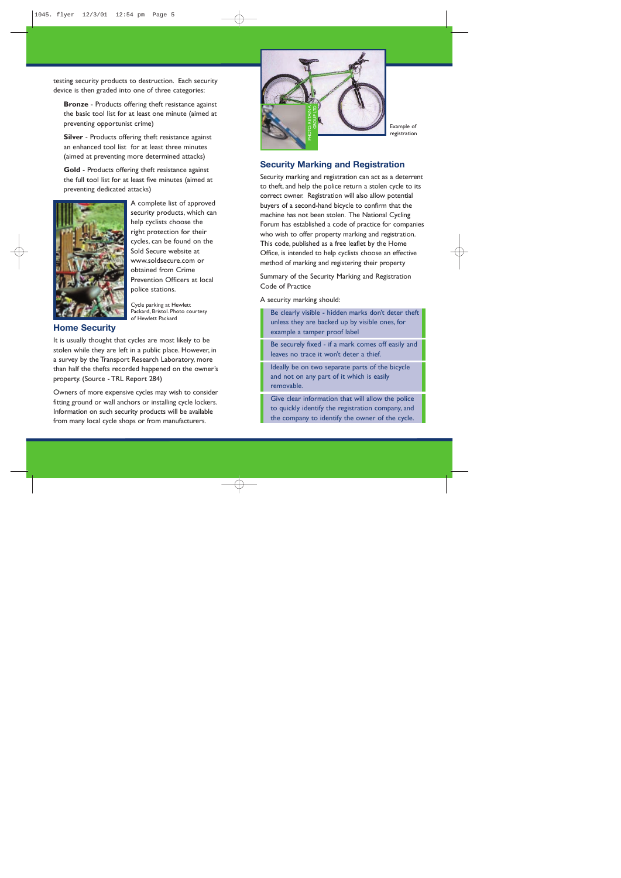testing security products to destruction. Each security device is then graded into one of three categories:

**Bronze** - Products offering theft resistance against the basic tool list for at least one minute (aimed at preventing opportunist crime)

**Silver** - Products offering theft resistance against an enhanced tool list for at least three minutes (aimed at preventing more determined attacks)

**Gold** - Products offering theft resistance against the full tool list for at least five minutes (aimed at preventing dedicated attacks)

A complete list of approved security products, which can help cyclists choose the right protection for their cycles, can be found on the Sold Secure website at www.soldsecure.com or obtained from Crime Prevention Officers at local police stations.

Cycle parking at Hewlett Packard, Bristol. Photo courtesy of Hewlett Packard

## Home Security

It is usually thought that cycles are most likely to be stolen while they are left in a public place. However, in a survey by the Transport Research Laboratory, more than half the thefts recorded happened on the owner's property. (Source - TRL Report 284)

Owners of more expensive cycles may wish to consider fitting ground or wall anchors or installing cycle lockers. Information on such security products will be available from many local cycle shops or from manufacturers.

PHOTO RETAINA GROUP LTD

Example of registration

## Security Marking and Registration

Security marking and registration can act as a deterrent to theft, and help the police return a stolen cycle to its correct owner. Registration will also allow potential buyers of a second-hand bicycle to confirm that the machine has not been stolen. The National Cycling Forum has established a code of practice for companies who wish to offer property marking and registration. This code, published as a free leaflet by the Home Office, is intended to help cyclists choose an effective method of marking and registering their property

Summary of the Security Marking and Registration Code of Practice

A security marking should:

- Be clearly visible - hidden marks don't deter theft unless they are backed up by visible ones, for example a tamper proof label
- Be securely fixed - if a mark comes off easily and leaves no trace it won't deter a thief.
- Ideally be on two separate parts of the bicycle and not on any part of it which is easily removable.
- Give clear information that will allow the police to quickly identify the registration company, and the company to identify the owner of the cycle.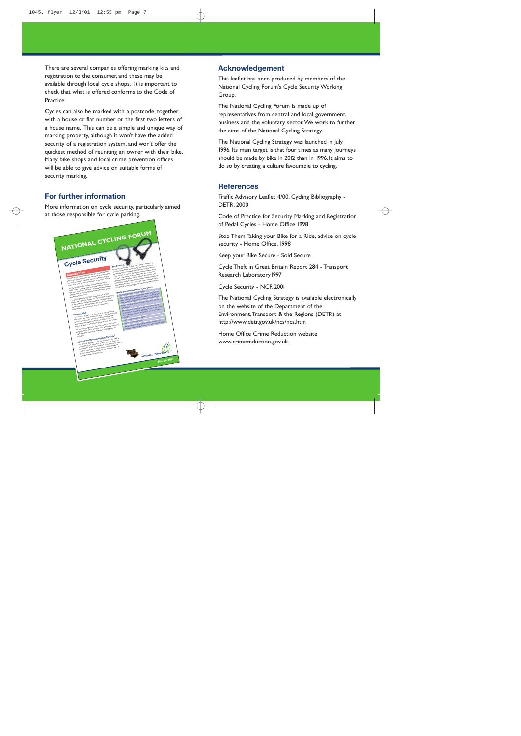There are several companies offering marking kits and registration to the consumer, and these may be available through local cycle shops. It is important to check that what is offered conforms to the Code of Practice.

Cycles can also be marked with a postcode, together with a house or flat number or the first two letters of a house name. This can be a simple and unique way of marking property, although it won't have the added security of a registration system, and won't offer the quickest method of reuniting an owner with their bike. Many bike shops and local crime prevention offices will be able to give advice on suitable forms of security marking.

## For further information

More information on cycle security, particularly aimed at those responsible for cycle parking.

## Acknowledgement

This leaflet has been produced by members of the National Cycling Forum's Cycle Security Working Group.

The National Cycling Forum is made up of representatives from central and local government, business and the voluntary sector. We work to further the aims of the National Cycling Strategy.

The National Cycling Strategy was launched in July 1996. Its main target is that four times as many journeys should be made by bike in 2012 than in 1996. It aims to do so by creating a culture favourable to cycling.

## References

Traffic Advisory Leaflet 4/00, Cycling Bibliography - DETR, 2000

Code of Practice for Security Marking and Registration of Pedal Cycles - Home Office 1998

Stop Them Taking your Bike for a Ride, advice on cycle security - Home Office, 1998

Keep your Bike Secure - Sold Secure

Cycle Theft in Great Britain Report 284 - Transport Research Laboratory 1997

Cycle Security - NCF, 2001

The National Cycling Strategy is available electronically on the website of the Department of the Environment, Transport & the Regions (DETR) at http://www.detr.gov.uk/ncs/ncs.htm

Home Office Crime Reduction website www.crimereduction.gov.uk